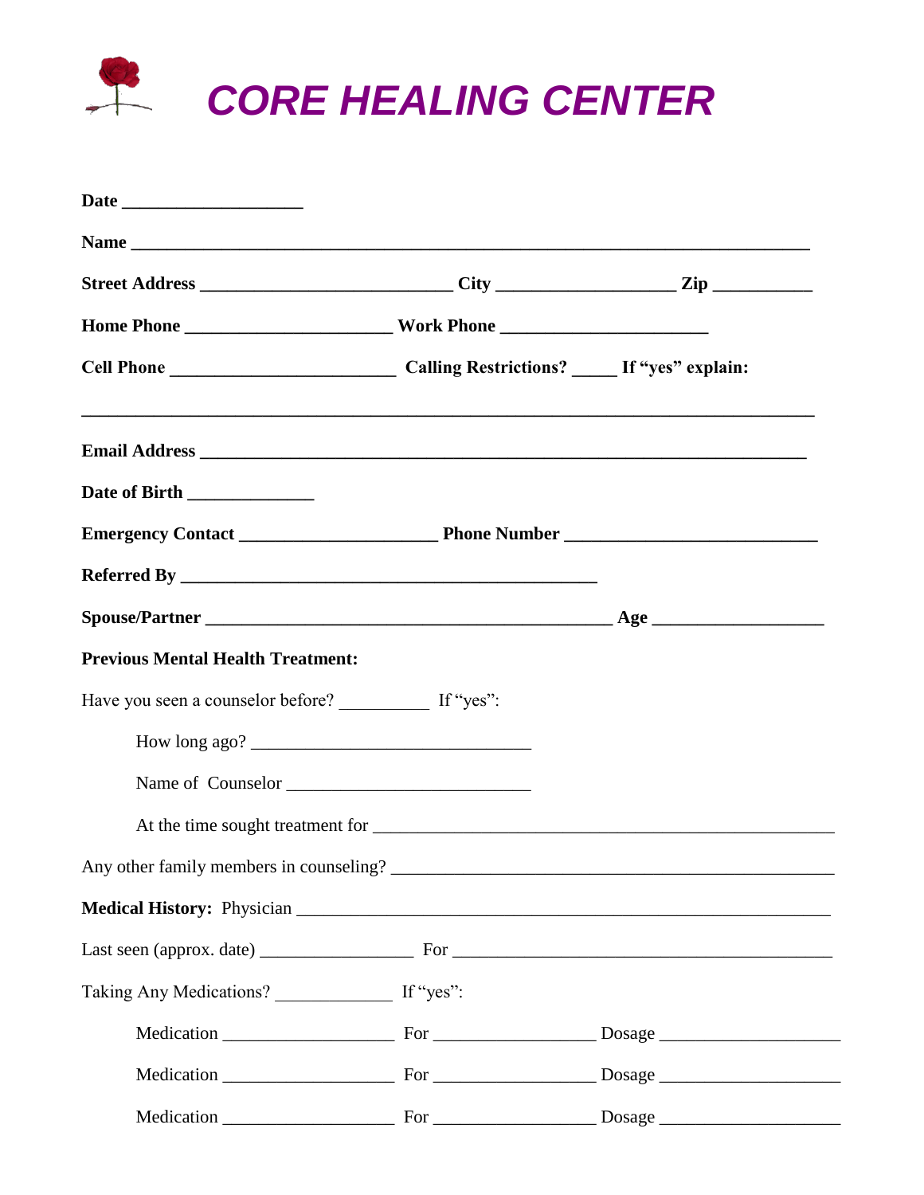# CORE HEALING CENTER

**Date** ____________________

**Name** ____________________________________________________________________________

**Street Address** ____________________________ **City** ____________________ **Zip** ___________

**Home Phone** _______________________ **Work Phone** _______________________

**Cell Phone** _________________________ **Calling Restrictions?** _____ **If "yes" explain:**

________________________________________________________________________________

**Email Address** ____________________________________________________________________

**Date of Birth** ______________

**Emergency Contact** ______________________ **Phone Number** ____________________________

**Referred By** ______________________________________________

**Spouse/Partner** _____________________________________________ **Age** ___________________

**Previous Mental Health Treatment:**

Have you seen a counselor before? __________ If "yes":

How long ago? _______________________________

Name of Counselor ___________________________

At the time sought treatment for _______________________________________________

Any other family members in counseling? _________________________________________________

**Medical History:** Physician ____________________________________________________________

Last seen (approx. date) _________________ For ___________________________________________

Taking Any Medications? _____________ If "yes":

Medication __________________ For _________________ Dosage ____________________

Medication __________________ For _________________ Dosage ____________________

Medication __________________ For _________________ Dosage ____________________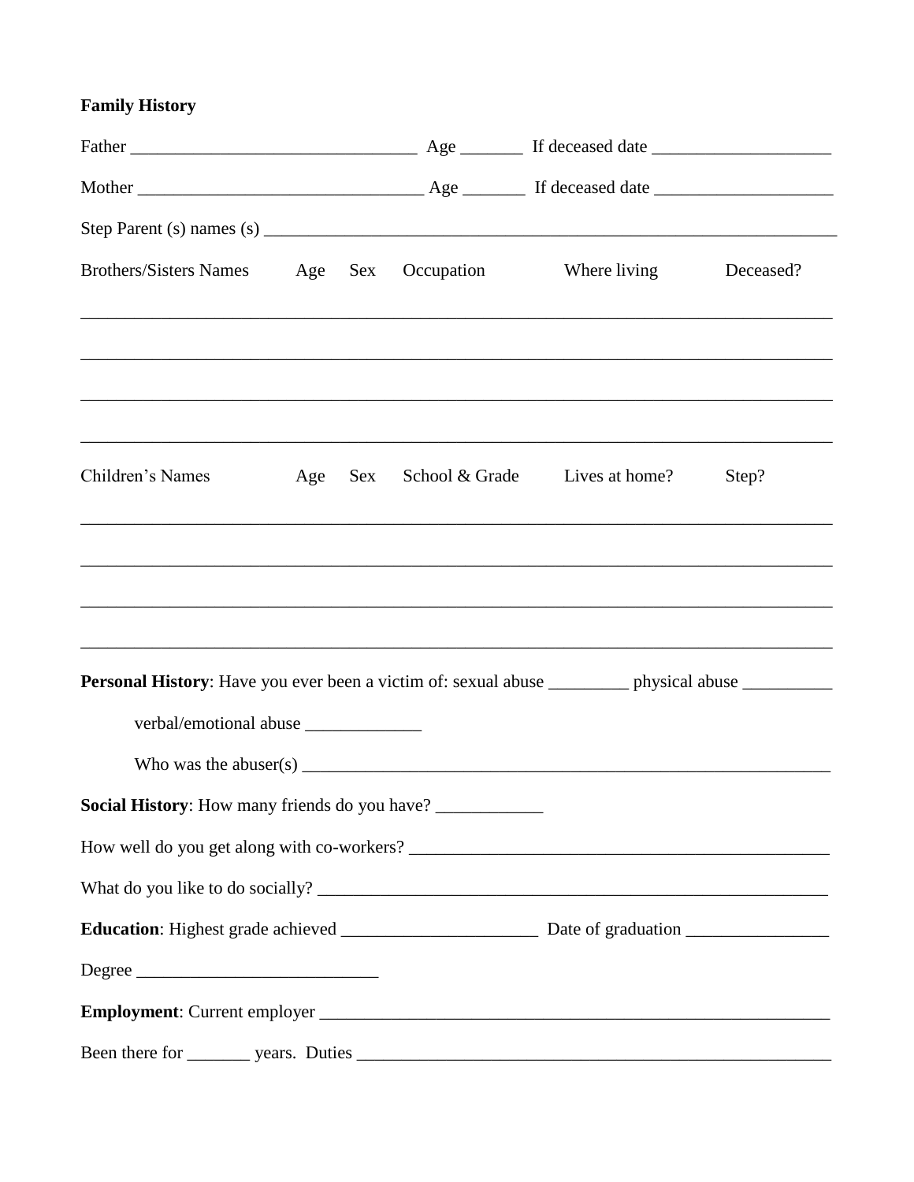**Family History**

Father ______________________________ Age _______ If deceased date ___________________

Mother ______________________________ Age _______ If deceased date ___________________

Step Parent (s) names (s) ____________________________________________________________

| Brothers/Sisters Names | Age | Sex | Occupation | Where living | Deceased? |
|---|---|---|---|---|---|
| | | | | | |
| | | | | | |
| | | | | | |
| | | | | | |

| Children's Names | Age | Sex | School & Grade | Lives at home? | Step? |
|---|---|---|---|---|---|
| | | | | | |
| | | | | | |
| | | | | | |
| | | | | | |

**Personal History**: Have you ever been a victim of: sexual abuse _________ physical abuse __________

verbal/emotional abuse _____________

Who was the abuser(s) ______________________________________________________

**Social History**: How many friends do you have? ____________

How well do you get along with co-workers? ________________________________________

What do you like to do socially? ______________________________________________

**Education**: Highest grade achieved ______________________ Date of graduation ________________

Degree ___________________________

**Employment**: Current employer _____________________________________________________

Been there for _______ years. Duties ___________________________________________________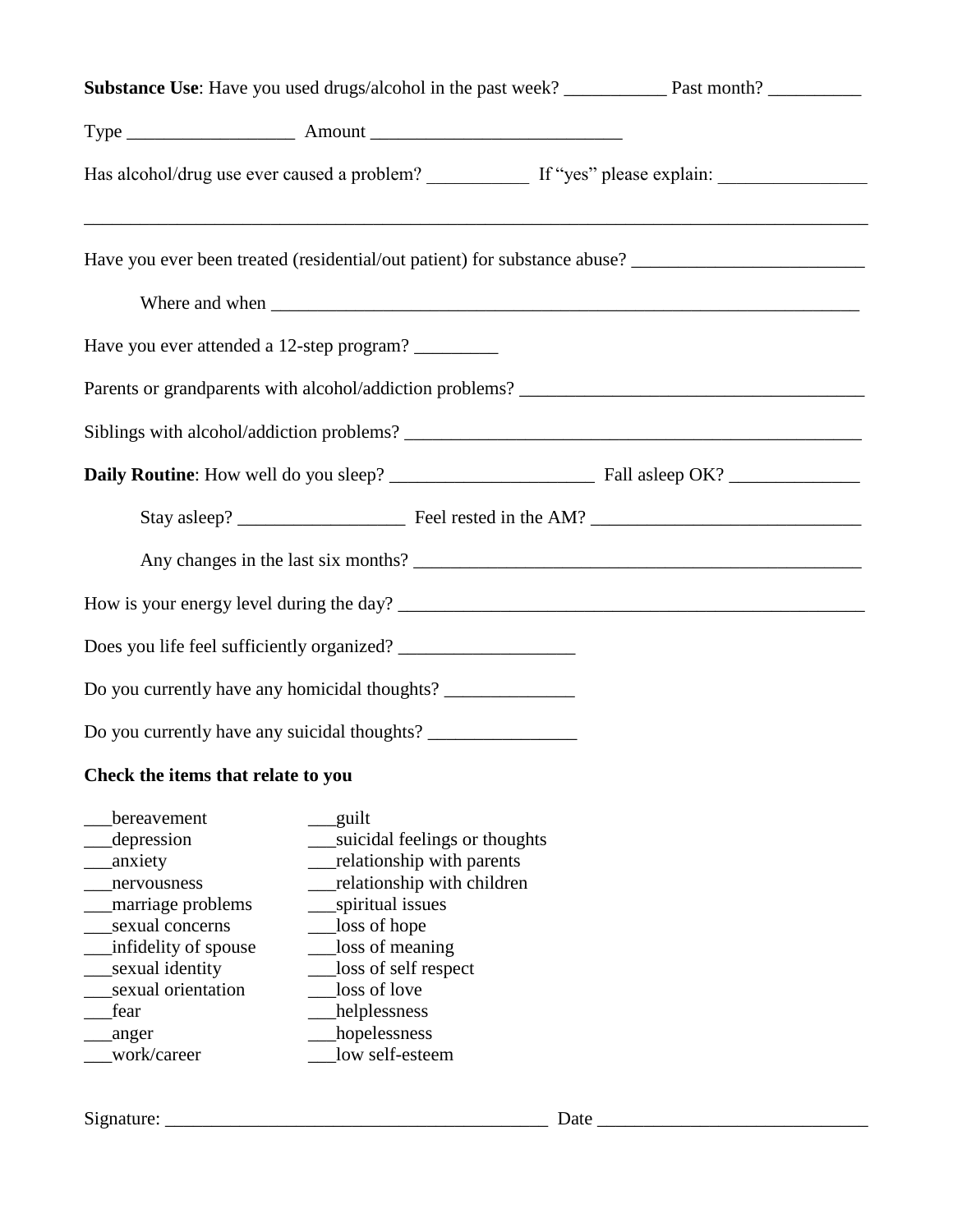**Substance Use**: Have you used drugs/alcohol in the past week? ___________ Past month? __________

Type __________________ Amount ___________________________

Has alcohol/drug use ever caused a problem? ___________ If "yes" please explain: ________________

_____________________________________________________________________________________

Have you ever been treated (residential/out patient) for substance abuse? _________________________

Where and when _________________________________________________________________

Have you ever attended a 12-step program? _________

Parents or grandparents with alcohol/addiction problems? _____________________________________

Siblings with alcohol/addiction problems? __________________________________________________

**Daily Routine**: How well do you sleep? ______________________ Fall asleep OK? ______________

Stay asleep? __________________ Feel rested in the AM? _____________________________

Any changes in the last six months? _________________________________________________

How is your energy level during the day? ____________________________________________________

Does you life feel sufficiently organized? ___________________

Do you currently have any homicidal thoughts? ______________

Do you currently have any suicidal thoughts? ________________

**Check the items that relate to you**

___bereavement
___depression
___anxiety
___nervousness
___marriage problems
___sexual concerns
___infidelity of spouse
___sexual identity
___sexual orientation
___fear
___anger
___work/career
___guilt
___suicidal feelings or thoughts
___relationship with parents
___relationship with children
___spiritual issues
___loss of hope
___loss of meaning
___loss of self respect
___loss of love
___helplessness
___hopelessness
___low self-esteem

Signature: _________________________________________ Date _____________________________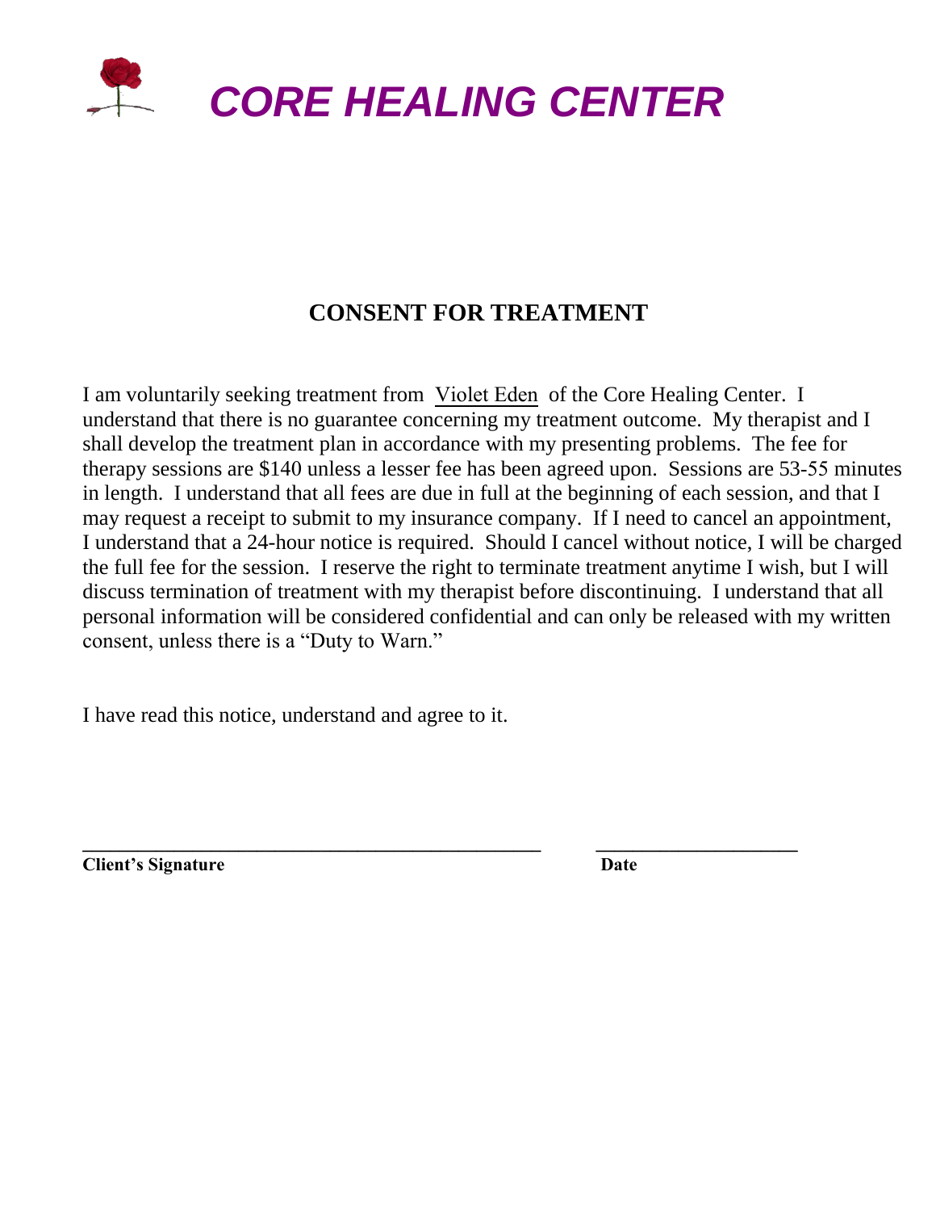# *CORE HEALING CENTER*

## CONSENT FOR TREATMENT

I am voluntarily seeking treatment from Violet Eden of the Core Healing Center. I understand that there is no guarantee concerning my treatment outcome. My therapist and I shall develop the treatment plan in accordance with my presenting problems. The fee for therapy sessions are $140 unless a lesser fee has been agreed upon. Sessions are 53-55 minutes in length. I understand that all fees are due in full at the beginning of each session, and that I may request a receipt to submit to my insurance company. If I need to cancel an appointment, I understand that a 24-hour notice is required. Should I cancel without notice, I will be charged the full fee for the session. I reserve the right to terminate treatment anytime I wish, but I will discuss termination of treatment with my therapist before discontinuing. I understand that all personal information will be considered confidential and can only be released with my written consent, unless there is a "Duty to Warn."

I have read this notice, understand and agree to it.

\_\_\_\_\_\_\_\_\_\_\_\_\_\_\_\_\_\_\_\_\_\_\_\_\_\_\_\_\_\_\_\_\_\_\_\_\_\_\_\_\_\_\_\_ \_\_\_\_\_\_\_\_\_\_\_\_\_\_\_\_\_\_\_\_

**Client's Signature** **Date**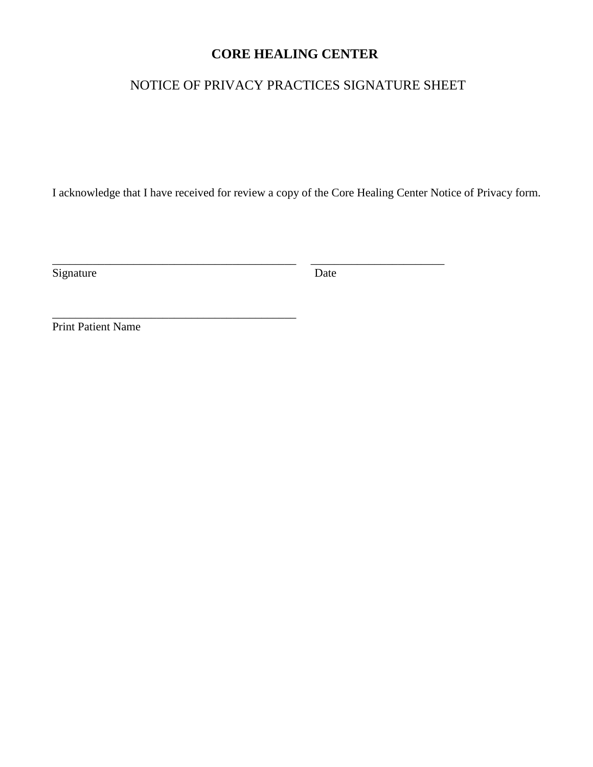# CORE HEALING CENTER

## NOTICE OF PRIVACY PRACTICES SIGNATURE SHEET

I acknowledge that I have received for review a copy of the Core Healing Center Notice of Privacy form.

___________________________________________ ______________________

Signature Date

___________________________________________

Print Patient Name